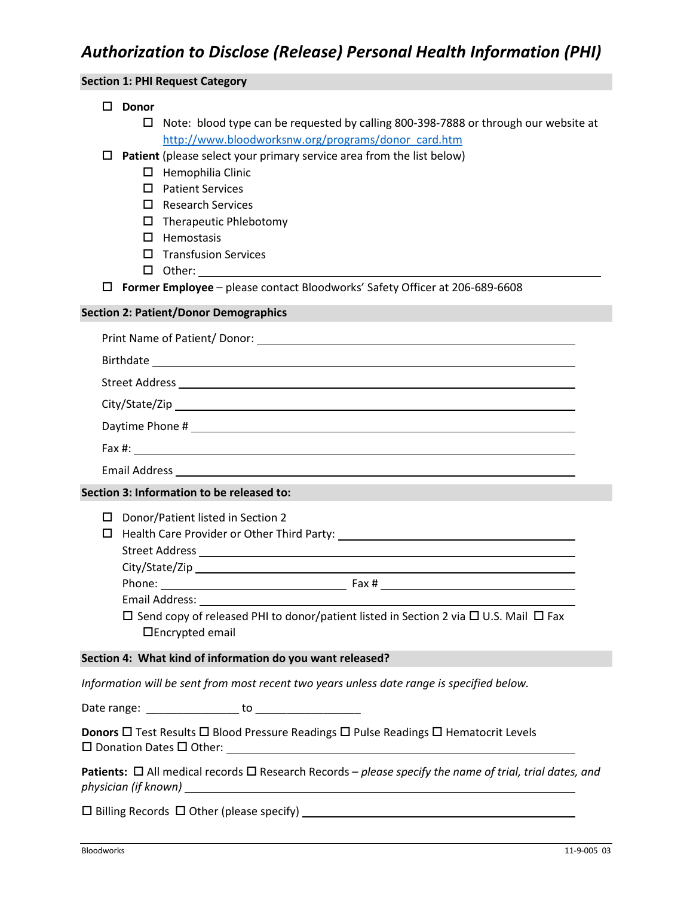# *Authorization to Disclose (Release) Personal Health Information (PHI)*

## Section 1: PHI Request Category

- ☐ **Donor**
  - ☐ Note: blood type can be requested by calling 800-398-7888 or through our website at http://www.bloodworksnw.org/programs/donor_card.htm
- ☐ **Patient** (please select your primary service area from the list below)
  - ☐ Hemophilia Clinic
  - ☐ Patient Services
  - ☐ Research Services
  - ☐ Therapeutic Phlebotomy
  - ☐ Hemostasis
  - ☐ Transfusion Services
  - ☐ Other: ______________________________
- ☐ **Former Employee** – please contact Bloodworks' Safety Officer at 206-689-6608

## Section 2: Patient/Donor Demographics

Print Name of Patient/ Donor: ______________________________

Birthdate ______________________________

Street Address ______________________________

City/State/Zip ______________________________

Daytime Phone # ______________________________

Fax #: ______________________________

Email Address ______________________________

## Section 3: Information to be released to:

- ☐ Donor/Patient listed in Section 2
- ☐ Health Care Provider or Other Third Party: ______________________________

  Street Address ______________________________

  City/State/Zip ______________________________

  Phone: ____________________ Fax # ____________________

  Email Address: ______________________________

  ☐ Send copy of released PHI to donor/patient listed in Section 2 via ☐ U.S. Mail ☐ Fax ☐Encrypted email

## Section 4: What kind of information do you want released?

*Information will be sent from most recent two years unless date range is specified below.*

Date range: _______________ to _________________

**Donors** ☐ Test Results ☐ Blood Pressure Readings ☐ Pulse Readings ☐ Hematocrit Levels ☐ Donation Dates ☐ Other: ______________________________

**Patients:** ☐ All medical records ☐ Research Records – *please specify the name of trial, trial dates, and physician (if known)* ______________________________

☐ Billing Records ☐ Other (please specify) ______________________________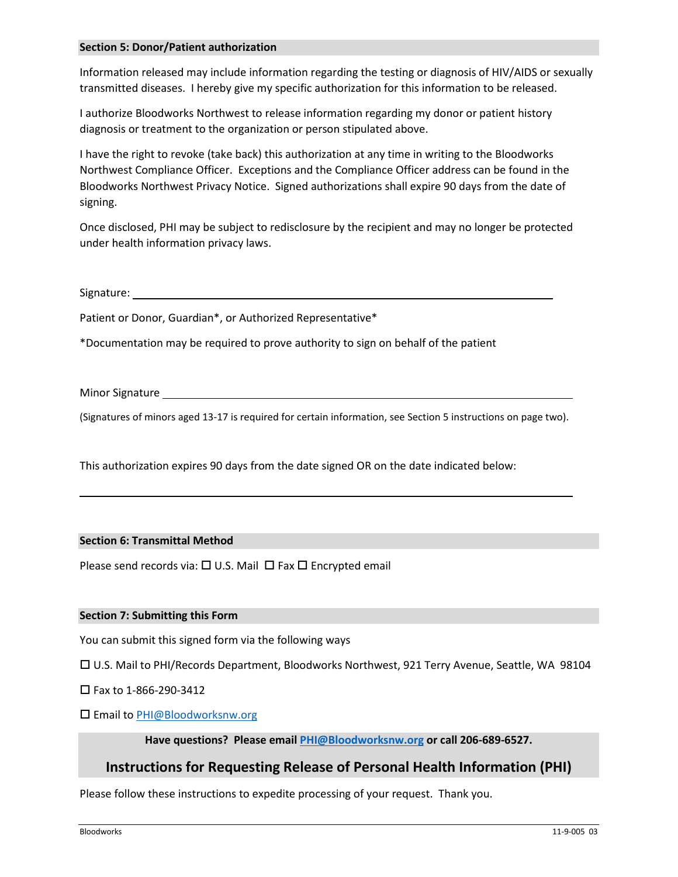## Section 5: Donor/Patient authorization

Information released may include information regarding the testing or diagnosis of HIV/AIDS or sexually transmitted diseases. I hereby give my specific authorization for this information to be released.

I authorize Bloodworks Northwest to release information regarding my donor or patient history diagnosis or treatment to the organization or person stipulated above.

I have the right to revoke (take back) this authorization at any time in writing to the Bloodworks Northwest Compliance Officer. Exceptions and the Compliance Officer address can be found in the Bloodworks Northwest Privacy Notice. Signed authorizations shall expire 90 days from the date of signing.

Once disclosed, PHI may be subject to redisclosure by the recipient and may no longer be protected under health information privacy laws.

Signature: ______________________________________________

Patient or Donor, Guardian*, or Authorized Representative*

*Documentation may be required to prove authority to sign on behalf of the patient

Minor Signature ______________________________________________

(Signatures of minors aged 13-17 is required for certain information, see Section 5 instructions on page two).

This authorization expires 90 days from the date signed OR on the date indicated below:

______________________________________________

## Section 6: Transmittal Method

Please send records via: ☐ U.S. Mail ☐ Fax ☐ Encrypted email

## Section 7: Submitting this Form

You can submit this signed form via the following ways

☐ U.S. Mail to PHI/Records Department, Bloodworks Northwest, 921 Terry Avenue, Seattle, WA 98104

☐ Fax to 1-866-290-3412

☐ Email to PHI@Bloodworksnw.org

**Have questions? Please email PHI@Bloodworksnw.org or call 206-689-6527.**

## Instructions for Requesting Release of Personal Health Information (PHI)

Please follow these instructions to expedite processing of your request. Thank you.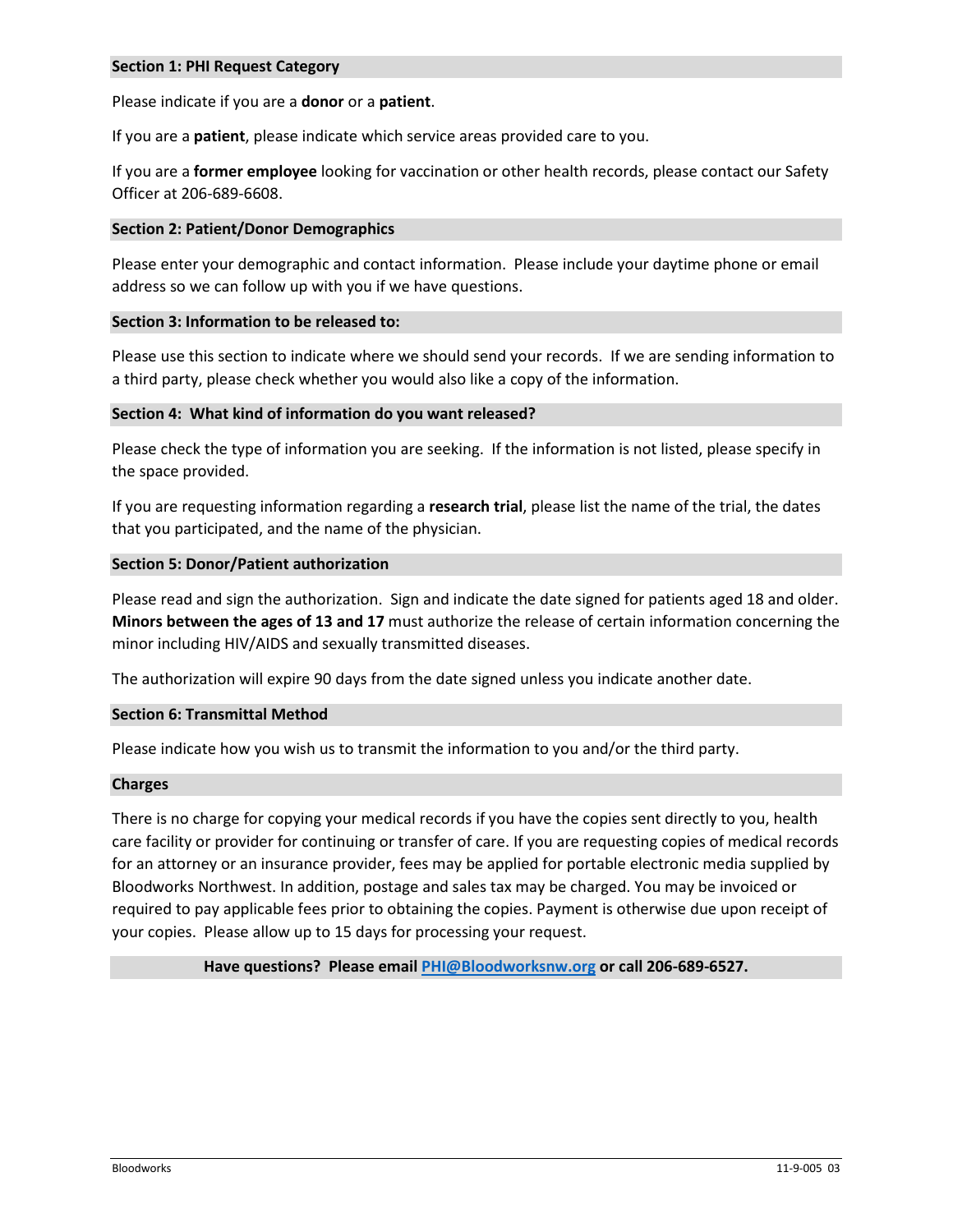## Section 1: PHI Request Category

Please indicate if you are a **donor** or a **patient**.

If you are a **patient**, please indicate which service areas provided care to you.

If you are a **former employee** looking for vaccination or other health records, please contact our Safety Officer at 206-689-6608.

## Section 2: Patient/Donor Demographics

Please enter your demographic and contact information. Please include your daytime phone or email address so we can follow up with you if we have questions.

## Section 3: Information to be released to:

Please use this section to indicate where we should send your records. If we are sending information to a third party, please check whether you would also like a copy of the information.

## Section 4: What kind of information do you want released?

Please check the type of information you are seeking. If the information is not listed, please specify in the space provided.

If you are requesting information regarding a **research trial**, please list the name of the trial, the dates that you participated, and the name of the physician.

## Section 5: Donor/Patient authorization

Please read and sign the authorization. Sign and indicate the date signed for patients aged 18 and older. **Minors between the ages of 13 and 17** must authorize the release of certain information concerning the minor including HIV/AIDS and sexually transmitted diseases.

The authorization will expire 90 days from the date signed unless you indicate another date.

## Section 6: Transmittal Method

Please indicate how you wish us to transmit the information to you and/or the third party.

## Charges

There is no charge for copying your medical records if you have the copies sent directly to you, health care facility or provider for continuing or transfer of care. If you are requesting copies of medical records for an attorney or an insurance provider, fees may be applied for portable electronic media supplied by Bloodworks Northwest. In addition, postage and sales tax may be charged. You may be invoiced or required to pay applicable fees prior to obtaining the copies. Payment is otherwise due upon receipt of your copies. Please allow up to 15 days for processing your request.

**Have questions? Please email PHI@Bloodworksnw.org or call 206-689-6527.**